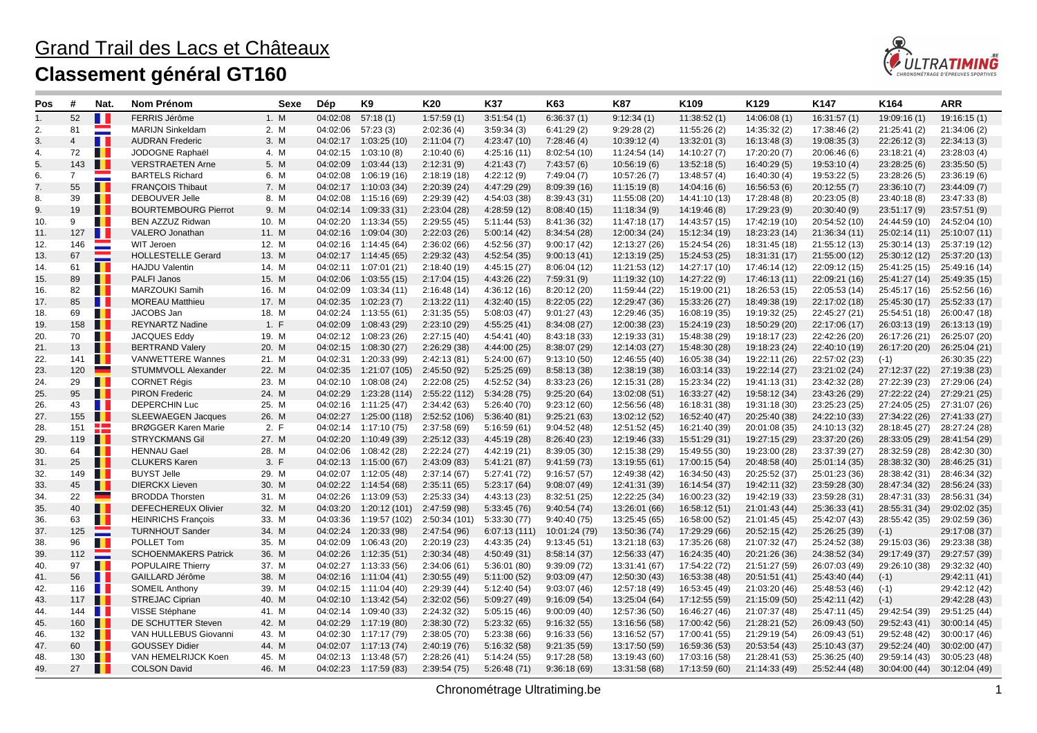# Grand Trail des Lacs et Châteaux

## Classement général GT160

| Pos | # | Nat. | Nom Prénom | Sexe | Dép | K9 | K20 | K37 | K63 | K87 | K109 | K129 | K147 | K164 | ARR |
|---|---|---|---|---|---|---|---|---|---|---|---|---|---|---|---|
| 1. | 52 | | FERRIS Jérôme | 1. M | 04:02:08 | 57:18 (1) | 1:57:59 (1) | 3:51:54 (1) | 6:36:37 (1) | 9:12:34 (1) | 11:38:52 (1) | 14:06:08 (1) | 16:31:57 (1) | 19:09:16 (1) | 19:16:15 (1) |
| 2. | 81 | | MARIJN Sinkeldam | 2. M | 04:02:06 | 57:23 (3) | 2:02:36 (4) | 3:59:34 (3) | 6:41:29 (2) | 9:29:28 (2) | 11:55:26 (2) | 14:35:32 (2) | 17:38:46 (2) | 21:25:41 (2) | 21:34:06 (2) |
| 3. | 4 | | AUDRAN Frederic | 3. M | 04:02:17 | 1:03:25 (10) | 2:11:04 (7) | 4:23:47 (10) | 7:28:46 (4) | 10:39:12 (4) | 13:32:01 (3) | 16:13:48 (3) | 19:08:35 (3) | 22:26:12 (3) | 22:34:13 (3) |
| 4. | 72 | | JODOGNE Raphaël | 4. M | 04:02:15 | 1:03:10 (8) | 2:10:40 (6) | 4:25:16 (11) | 8:02:54 (10) | 11:24:54 (14) | 14:10:27 (7) | 17:20:20 (7) | 20:06:46 (6) | 23:18:21 (4) | 23:28:03 (4) |
| 5. | 143 | | VERSTRAETEN Arne | 5. M | 04:02:09 | 1:03:44 (13) | 2:12:31 (9) | 4:21:43 (7) | 7:43:57 (6) | 10:56:19 (6) | 13:52:18 (5) | 16:40:29 (5) | 19:53:10 (4) | 23:28:25 (6) | 23:35:50 (5) |
| 6. | 7 | | BARTELS Richard | 6. M | 04:02:08 | 1:06:19 (16) | 2:18:19 (18) | 4:22:12 (9) | 7:49:04 (7) | 10:57:26 (7) | 13:48:57 (4) | 16:40:30 (4) | 19:53:22 (5) | 23:28:26 (5) | 23:36:19 (6) |
| 7. | 55 | | FRANÇOIS Thibaut | 7. M | 04:02:17 | 1:10:03 (34) | 2:20:39 (24) | 4:47:29 (29) | 8:09:39 (16) | 11:15:19 (8) | 14:04:16 (6) | 16:56:53 (6) | 20:12:55 (7) | 23:36:10 (7) | 23:44:09 (7) |
| 8. | 39 | | DEBOUVER Jelle | 8. M | 04:02:08 | 1:15:16 (69) | 2:29:49 (42) | 4:54:03 (38) | 8:39:43 (31) | 11:55:08 (20) | 14:41:10 (13) | 17:28:48 (8) | 20:23:05 (8) | 23:40:18 (8) | 23:47:33 (8) |
| 9. | 19 | | BOURTEMBOURG Pierrot | 9. M | 04:02:14 | 1:09:33 (31) | 2:23:04 (28) | 4:28:59 (12) | 8:08:40 (15) | 11:18:34 (9) | 14:19:46 (8) | 17:29:23 (9) | 20:30:40 (9) | 23:51:17 (9) | 23:57:51 (9) |
| 10. | 9 | | BEN AZZUZ Ridwan | 10. M | 04:02:20 | 1:13:34 (55) | 2:29:55 (45) | 5:11:44 (53) | 8:41:36 (32) | 11:47:18 (17) | 14:43:57 (15) | 17:42:19 (10) | 20:54:52 (10) | 24:44:59 (10) | 24:52:04 (10) |
| 11. | 127 | | VALERO Jonathan | 11. M | 04:02:16 | 1:09:04 (30) | 2:22:03 (26) | 5:00:14 (42) | 8:34:54 (28) | 12:00:34 (24) | 15:12:34 (19) | 18:23:23 (14) | 21:36:34 (11) | 25:02:14 (11) | 25:10:07 (11) |
| 12. | 146 | | WIT Jeroen | 12. M | 04:02:16 | 1:14:45 (64) | 2:36:02 (66) | 4:52:56 (37) | 9:00:17 (42) | 12:13:27 (26) | 15:24:54 (26) | 18:31:45 (18) | 21:55:12 (13) | 25:30:14 (13) | 25:37:19 (12) |
| 13. | 67 | | HOLLESTELLE Gerard | 13. M | 04:02:17 | 1:14:45 (65) | 2:29:32 (43) | 4:52:54 (35) | 9:00:13 (41) | 12:13:19 (25) | 15:24:53 (25) | 18:31:31 (17) | 21:55:00 (12) | 25:30:12 (12) | 25:37:20 (13) |
| 14. | 61 | | HAJDU Valentin | 14. M | 04:02:11 | 1:07:01 (21) | 2:18:40 (19) | 4:45:15 (27) | 8:06:04 (12) | 11:21:53 (12) | 14:27:17 (10) | 17:46:14 (12) | 22:09:12 (15) | 25:41:25 (15) | 25:49:16 (14) |
| 15. | 89 | | PALFI Janos | 15. M | 04:02:06 | 1:03:55 (15) | 2:17:04 (15) | 4:43:26 (22) | 7:59:31 (9) | 11:19:32 (10) | 14:27:22 (9) | 17:46:13 (11) | 22:09:21 (16) | 25:41:27 (14) | 25:49:35 (15) |
| 16. | 82 | | MARZOUKI Samih | 16. M | 04:02:09 | 1:03:34 (11) | 2:16:48 (14) | 4:36:12 (16) | 8:20:12 (20) | 11:59:44 (22) | 15:19:00 (21) | 18:26:53 (15) | 22:05:53 (14) | 25:45:17 (16) | 25:52:56 (16) |
| 17. | 85 | | MOREAU Matthieu | 17. M | 04:02:35 | 1:02:23 (7) | 2:13:22 (11) | 4:32:40 (15) | 8:22:05 (22) | 12:29:47 (36) | 15:33:26 (27) | 18:49:38 (19) | 22:17:02 (18) | 25:45:30 (17) | 25:52:33 (17) |
| 18. | 69 | | JACOBS Jan | 18. M | 04:02:24 | 1:13:55 (61) | 2:31:35 (55) | 5:08:03 (47) | 9:01:27 (43) | 12:29:46 (35) | 16:08:19 (35) | 19:19:32 (25) | 22:45:27 (21) | 25:54:51 (18) | 26:00:47 (18) |
| 19. | 158 | | REYNARTZ Nadine | 1. F | 04:02:09 | 1:08:43 (29) | 2:23:10 (29) | 4:55:25 (41) | 8:34:08 (27) | 12:00:38 (23) | 15:24:19 (23) | 18:50:29 (20) | 22:17:06 (17) | 26:03:13 (19) | 26:13:13 (19) |
| 20. | 70 | | JACQUES Eddy | 19. M | 04:02:12 | 1:08:23 (26) | 2:27:15 (40) | 4:54:41 (40) | 8:43:18 (33) | 12:19:33 (31) | 15:48:38 (29) | 19:18:17 (23) | 22:42:26 (20) | 26:17:26 (21) | 26:25:07 (20) |
| 21. | 13 | | BERTRAND Valery | 20. M | 04:02:15 | 1:08:30 (27) | 2:26:29 (38) | 4:44:00 (25) | 8:38:07 (29) | 12:14:03 (27) | 15:48:30 (28) | 19:18:23 (24) | 22:40:10 (19) | 26:17:20 (20) | 26:25:04 (21) |
| 22. | 141 | | VANWETTERE Wannes | 21. M | 04:02:31 | 1:20:33 (99) | 2:42:13 (81) | 5:24:00 (67) | 9:13:10 (50) | 12:46:55 (40) | 16:05:38 (34) | 19:22:11 (26) | 22:57:02 (23) | (-1) | 26:30:35 (22) |
| 23. | 120 | | STUMMVOLL Alexander | 22. M | 04:02:35 | 1:21:07 (105) | 2:45:50 (92) | 5:25:25 (69) | 8:58:13 (38) | 12:38:19 (38) | 16:03:14 (33) | 19:22:14 (27) | 23:21:02 (24) | 27:12:37 (22) | 27:19:38 (23) |
| 24. | 29 | | CORNET Régis | 23. M | 04:02:10 | 1:08:08 (24) | 2:22:08 (25) | 4:52:54 (34) | 8:33:23 (26) | 12:15:31 (28) | 15:23:34 (22) | 19:41:13 (31) | 23:42:32 (28) | 27:22:39 (23) | 27:29:06 (24) |
| 25. | 95 | | PIRON Frederic | 24. M | 04:02:29 | 1:23:28 (114) | 2:55:22 (112) | 5:34:28 (75) | 9:25:20 (64) | 13:02:08 (51) | 16:33:27 (42) | 19:58:12 (34) | 23:43:26 (29) | 27:22:22 (24) | 27:29:21 (25) |
| 26. | 43 | | DEPERCHIN Luc | 25. M | 04:02:16 | 1:11:25 (47) | 2:34:42 (63) | 5:26:40 (70) | 9:23:12 (60) | 12:56:56 (48) | 16:18:31 (38) | 19:31:18 (30) | 23:25:23 (25) | 27:24:05 (25) | 27:31:07 (26) |
| 27. | 155 | | SLEEWAEGEN Jacques | 26. M | 04:02:27 | 1:25:00 (118) | 2:52:52 (106) | 5:36:40 (81) | 9:25:21 (63) | 13:02:12 (52) | 16:52:40 (47) | 20:25:40 (38) | 24:22:10 (33) | 27:34:22 (26) | 27:41:33 (27) |
| 28. | 151 | | BRØGGER Karen Marie | 2. F | 04:02:14 | 1:17:10 (75) | 2:37:58 (69) | 5:16:59 (61) | 9:04:52 (48) | 12:51:52 (45) | 16:21:40 (39) | 20:01:08 (35) | 24:10:13 (32) | 28:18:45 (27) | 28:27:24 (28) |
| 29. | 119 | | STRYCKMANS Gil | 27. M | 04:02:20 | 1:10:49 (39) | 2:25:12 (33) | 4:45:19 (28) | 8:26:40 (23) | 12:19:46 (33) | 15:51:21 (31) | 19:27:15 (29) | 23:37:20 (26) | 28:33:05 (29) | 28:41:54 (29) |
| 30. | 64 | | HENNAU Gael | 28. M | 04:02:06 | 1:08:42 (28) | 2:22:24 (27) | 4:42:19 (21) | 8:39:05 (30) | 12:15:38 (29) | 15:49:55 (30) | 19:23:00 (28) | 23:37:39 (27) | 28:32:59 (28) | 28:42:30 (30) |
| 31. | 25 | | CLUKERS Karen | 3. F | 04:02:13 | 1:15:00 (67) | 2:43:09 (83) | 5:41:21 (87) | 9:41:59 (73) | 13:19:55 (61) | 17:00:15 (54) | 20:48:58 (40) | 25:01:14 (35) | 28:38:32 (30) | 28:46:25 (31) |
| 32. | 149 | | BUYST Jelle | 29. M | 04:02:07 | 1:12:05 (48) | 2:37:14 (67) | 5:27:41 (72) | 9:16:57 (57) | 12:49:38 (42) | 16:34:50 (43) | 20:25:52 (37) | 25:01:23 (36) | 28:38:42 (31) | 28:46:34 (32) |
| 33. | 45 | | DIERCKX Lieven | 30. M | 04:02:22 | 1:14:54 (66) | 2:35:11 (65) | 5:23:17 (64) | 9:08:07 (49) | 12:41:31 (39) | 16:14:54 (37) | 19:42:11 (32) | 23:59:28 (30) | 28:47:34 (32) | 28:56:24 (33) |
| 34. | 22 | | BRODDA Thorsten | 31. M | 04:02:26 | 1:13:09 (53) | 2:25:33 (34) | 4:43:13 (23) | 8:32:51 (25) | 12:22:25 (34) | 16:00:23 (32) | 19:42:19 (33) | 23:59:28 (31) | 28:47:31 (33) | 28:56:31 (34) |
| 35. | 40 | | DEFECHEREUX Olivier | 32. M | 04:03:20 | 1:20:12 (101) | 2:47:59 (98) | 5:33:45 (76) | 9:40:54 (74) | 13:26:01 (66) | 16:58:12 (51) | 21:01:43 (44) | 25:36:33 (41) | 28:55:31 (34) | 29:02:02 (35) |
| 36. | 63 | | HEINRICHS François | 33. M | 04:03:36 | 1:19:57 (102) | 2:50:34 (101) | 5:33:30 (77) | 9:40:40 (75) | 13:25:45 (65) | 16:58:00 (52) | 21:01:45 (45) | 25:42:07 (43) | 28:55:42 (35) | 29:02:59 (36) |
| 37. | 125 | | TURNHOUT Sander | 34. M | 04:02:24 | 1:20:33 (98) | 2:47:54 (96) | 6:07:13 (111) | 10:01:24 (79) | 13:50:36 (74) | 17:29:29 (66) | 20:52:15 (42) | 25:26:25 (39) | (-1) | 29:17:08 (37) |
| 38. | 96 | | POLLET Tom | 35. M | 04:02:09 | 1:06:43 (20) | 2:20:19 (23) | 4:43:35 (24) | 9:13:45 (51) | 13:21:18 (63) | 17:35:26 (68) | 21:07:32 (47) | 25:24:52 (38) | 29:15:03 (36) | 29:23:38 (38) |
| 39. | 112 | | SCHOENMAKERS Patrick | 36. M | 04:02:26 | 1:12:35 (51) | 2:30:34 (48) | 4:50:49 (31) | 8:58:14 (37) | 12:56:33 (47) | 16:24:35 (40) | 20:21:26 (36) | 24:38:52 (34) | 29:17:49 (37) | 29:27:57 (39) |
| 40. | 97 | | POPULAIRE Thierry | 37. M | 04:02:27 | 1:13:33 (56) | 2:34:06 (61) | 5:36:01 (80) | 9:39:09 (72) | 13:31:41 (67) | 17:54:22 (72) | 21:51:27 (59) | 26:07:03 (49) | 29:26:10 (38) | 29:32:32 (40) |
| 41. | 56 | | GAILLARD Jérôme | 38. M | 04:02:16 | 1:11:04 (41) | 2:30:55 (49) | 5:11:00 (52) | 9:03:09 (47) | 12:50:30 (43) | 16:53:48 (48) | 20:51:51 (41) | 25:43:40 (44) | (-1) | 29:42:11 (41) |
| 42. | 116 | | SOMEIL Anthony | 39. M | 04:02:15 | 1:11:04 (40) | 2:29:39 (44) | 5:12:40 (54) | 9:03:07 (46) | 12:57:18 (49) | 16:53:45 (49) | 21:03:20 (46) | 25:48:53 (46) | (-1) | 29:42:12 (42) |
| 43. | 117 | | STREJAC Ciprian | 40. M | 04:02:10 | 1:13:42 (54) | 2:32:02 (56) | 5:09:27 (49) | 9:16:09 (54) | 13:25:04 (64) | 17:12:55 (59) | 21:15:09 (50) | 25:42:11 (42) | (-1) | 29:42:28 (43) |
| 44. | 144 | | VISSE Stéphane | 41. M | 04:02:14 | 1:09:40 (33) | 2:24:32 (32) | 5:05:15 (46) | 9:00:09 (40) | 12:57:36 (50) | 16:46:27 (46) | 21:07:37 (48) | 25:47:11 (45) | 29:42:54 (39) | 29:51:25 (44) |
| 45. | 160 | | DE SCHUTTER Steven | 42. M | 04:02:29 | 1:17:19 (80) | 2:38:30 (72) | 5:23:32 (65) | 9:16:32 (55) | 13:16:56 (58) | 17:00:42 (56) | 21:28:21 (52) | 26:09:43 (50) | 29:52:43 (41) | 30:00:14 (45) |
| 46. | 132 | | VAN HULLEBUS Giovanni | 43. M | 04:02:30 | 1:17:17 (79) | 2:38:05 (70) | 5:23:38 (66) | 9:16:33 (56) | 13:16:52 (57) | 17:00:41 (55) | 21:29:19 (54) | 26:09:43 (51) | 29:52:48 (42) | 30:00:17 (46) |
| 47. | 60 | | GOUSSEY Didier | 44. M | 04:02:07 | 1:17:13 (74) | 2:40:19 (76) | 5:16:32 (58) | 9:21:35 (59) | 13:17:50 (59) | 16:59:36 (53) | 20:53:54 (43) | 25:10:43 (37) | 29:52:24 (40) | 30:02:00 (47) |
| 48. | 130 | | VAN HEMELRIJCK Koen | 45. M | 04:02:13 | 1:13:48 (57) | 2:28:26 (41) | 5:14:24 (55) | 9:17:28 (58) | 13:19:43 (60) | 17:03:16 (58) | 21:28:41 (53) | 25:36:25 (40) | 29:59:14 (43) | 30:05:23 (48) |
| 49. | 27 | | COLSON David | 46. M | 04:02:23 | 1:17:59 (83) | 2:39:54 (75) | 5:26:48 (71) | 9:36:18 (69) | 13:31:58 (68) | 17:13:59 (60) | 21:14:33 (49) | 25:52:44 (48) | 30:04:00 (44) | 30:12:04 (49) |

Chronométrage Ultratiming.be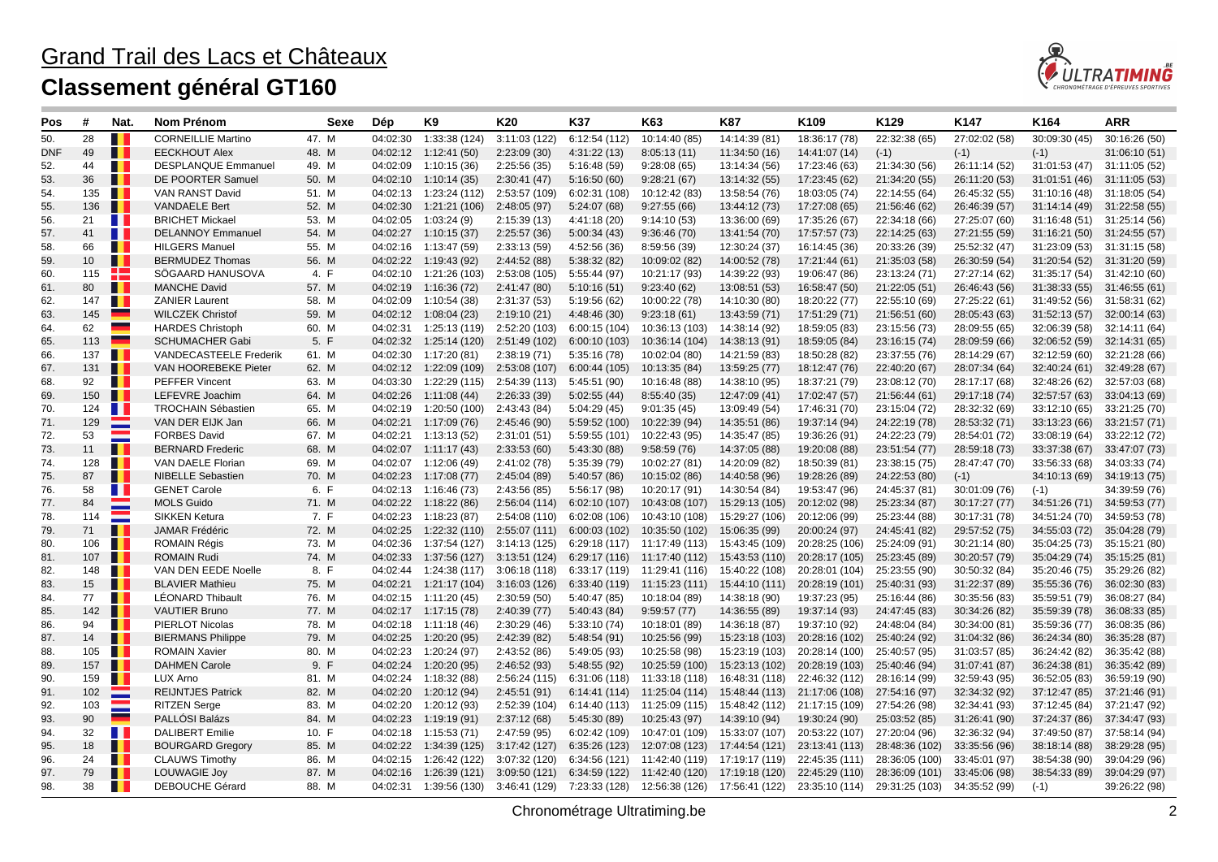# Grand Trail des Lacs et Châteaux

## Classement général GT160

| Pos | # | Nat. | Nom Prénom | | Sexe | Dép | K9 | K20 | K37 | K63 | K87 | K109 | K129 | K147 | K164 | ARR |
|---|---|---|---|---|---|---|---|---|---|---|---|---|---|---|---|---|
| 50. | 28 | | CORNEILLIE Martino | 47. | M | 04:02:30 | 1:33:38 (124) | 3:11:03 (122) | 6:12:54 (112) | 10:14:40 (85) | 14:14:39 (81) | 18:36:17 (78) | 22:32:38 (65) | 27:02:02 (58) | 30:09:30 (45) | 30:16:26 (50) |
| DNF | 49 | | EECKHOUT Alex | 48. | M | 04:02:12 | 1:12:41 (50) | 2:23:09 (30) | 4:31:22 (13) | 8:05:13 (11) | 11:34:50 (16) | 14:41:07 (14) | (-1) | (-1) | (-1) | 31:06:10 (51) |
| 52. | 44 | | DESPLANQUE Emmanuel | 49. | M | 04:02:09 | 1:10:15 (36) | 2:25:56 (35) | 5:16:48 (59) | 9:28:08 (65) | 13:14:34 (56) | 17:23:46 (63) | 21:34:30 (56) | 26:11:14 (52) | 31:01:53 (47) | 31:11:05 (52) |
| 53. | 36 | | DE POORTER Samuel | 50. | M | 04:02:10 | 1:10:14 (35) | 2:30:41 (47) | 5:16:50 (60) | 9:28:21 (67) | 13:14:32 (55) | 17:23:45 (62) | 21:34:20 (55) | 26:11:20 (53) | 31:01:51 (46) | 31:11:05 (53) |
| 54. | 135 | | VAN RANST David | 51. | M | 04:02:13 | 1:23:24 (112) | 2:53:57 (109) | 6:02:31 (108) | 10:12:42 (83) | 13:58:54 (76) | 18:03:05 (74) | 22:14:55 (64) | 26:45:32 (55) | 31:10:16 (48) | 31:18:05 (54) |
| 55. | 136 | | VANDAELE Bert | 52. | M | 04:02:30 | 1:21:21 (106) | 2:48:05 (97) | 5:24:07 (68) | 9:27:55 (66) | 13:44:12 (73) | 17:27:08 (65) | 21:56:46 (62) | 26:46:39 (57) | 31:14:14 (49) | 31:22:58 (55) |
| 56. | 21 | | BRICHET Mickael | 53. | M | 04:02:05 | 1:03:24 (9) | 2:15:39 (13) | 4:41:18 (20) | 9:14:10 (53) | 13:36:00 (69) | 17:35:26 (67) | 22:34:18 (66) | 27:25:07 (60) | 31:16:48 (51) | 31:25:14 (56) |
| 57. | 41 | | DELANNOY Emmanuel | 54. | M | 04:02:27 | 1:10:15 (37) | 2:25:57 (36) | 5:00:34 (43) | 9:36:46 (70) | 13:41:54 (70) | 17:57:57 (73) | 22:14:25 (63) | 27:21:55 (59) | 31:16:21 (50) | 31:24:55 (57) |
| 58. | 66 | | HILGERS Manuel | 55. | M | 04:02:16 | 1:13:47 (59) | 2:33:13 (59) | 4:52:56 (36) | 8:59:56 (39) | 12:30:24 (37) | 16:14:45 (36) | 20:33:26 (39) | 25:52:32 (47) | 31:23:09 (53) | 31:31:15 (58) |
| 59. | 10 | | BERMUDEZ Thomas | 56. | M | 04:02:22 | 1:19:43 (92) | 2:44:52 (88) | 5:38:32 (82) | 10:09:02 (82) | 14:00:52 (78) | 17:21:44 (61) | 21:35:03 (58) | 26:30:59 (54) | 31:20:54 (52) | 31:31:20 (59) |
| 60. | 115 | | SÖGAARD HANUSOVA | 4. | F | 04:02:10 | 1:21:26 (103) | 2:53:08 (105) | 5:55:44 (97) | 10:21:17 (93) | 14:39:22 (93) | 19:06:47 (86) | 23:13:24 (71) | 27:27:14 (62) | 31:35:17 (54) | 31:42:10 (60) |
| 61. | 80 | | MANCHE David | 57. | M | 04:02:19 | 1:16:36 (72) | 2:41:47 (80) | 5:10:16 (51) | 9:23:40 (62) | 13:08:51 (53) | 16:58:47 (50) | 21:22:05 (51) | 26:46:43 (56) | 31:38:33 (55) | 31:46:55 (61) |
| 62. | 147 | | ZANIER Laurent | 58. | M | 04:02:09 | 1:10:54 (38) | 2:31:37 (53) | 5:19:56 (62) | 10:00:22 (78) | 14:10:30 (80) | 18:20:22 (77) | 22:55:10 (69) | 27:25:22 (61) | 31:49:52 (56) | 31:58:31 (62) |
| 63. | 145 | | WILCZEK Christof | 59. | M | 04:02:12 | 1:08:04 (23) | 2:19:10 (21) | 4:48:46 (30) | 9:23:18 (61) | 13:43:59 (71) | 17:51:29 (71) | 21:56:51 (60) | 28:05:43 (63) | 31:52:13 (57) | 32:00:14 (63) |
| 64. | 62 | | HARDES Christoph | 60. | M | 04:02:31 | 1:25:13 (119) | 2:52:20 (103) | 6:00:15 (104) | 10:36:13 (103) | 14:38:14 (92) | 18:59:05 (83) | 23:15:56 (73) | 28:09:55 (65) | 32:06:39 (58) | 32:14:11 (64) |
| 65. | 113 | | SCHUMACHER Gabi | 5. | F | 04:02:32 | 1:25:14 (120) | 2:51:49 (102) | 6:00:10 (103) | 10:36:14 (104) | 14:38:13 (91) | 18:59:05 (84) | 23:16:15 (74) | 28:09:59 (66) | 32:06:52 (59) | 32:14:31 (65) |
| 66. | 137 | | VANDECASTEELE Frederik | 61. | M | 04:02:30 | 1:17:20 (81) | 2:38:19 (71) | 5:35:16 (78) | 10:02:04 (80) | 14:21:59 (83) | 18:50:28 (82) | 23:37:55 (76) | 28:14:29 (67) | 32:12:59 (60) | 32:21:28 (66) |
| 67. | 131 | | VAN HOOREBEKE Pieter | 62. | M | 04:02:12 | 1:22:09 (109) | 2:53:08 (107) | 6:00:44 (105) | 10:13:35 (84) | 13:59:25 (77) | 18:12:47 (76) | 22:40:20 (67) | 28:07:34 (64) | 32:40:24 (61) | 32:49:28 (67) |
| 68. | 92 | | PEFFER Vincent | 63. | M | 04:03:30 | 1:22:29 (115) | 2:54:39 (113) | 5:45:51 (90) | 10:16:48 (88) | 14:38:10 (95) | 18:37:21 (79) | 23:08:12 (70) | 28:17:17 (68) | 32:48:26 (62) | 32:57:03 (68) |
| 69. | 150 | | LEFEVRE Joachim | 64. | M | 04:02:26 | 1:11:08 (44) | 2:26:33 (39) | 5:02:55 (44) | 8:55:40 (35) | 12:47:09 (41) | 17:02:47 (57) | 21:56:44 (61) | 29:17:18 (74) | 32:57:57 (63) | 33:04:13 (69) |
| 70. | 124 | | TROCHAIN Sébastien | 65. | M | 04:02:19 | 1:20:50 (100) | 2:43:43 (84) | 5:04:29 (45) | 9:01:35 (45) | 13:09:49 (54) | 17:46:31 (70) | 23:15:04 (72) | 28:32:32 (69) | 33:12:10 (65) | 33:21:25 (70) |
| 71. | 129 | | VAN DER EIJK Jan | 66. | M | 04:02:21 | 1:17:09 (76) | 2:45:46 (90) | 5:59:52 (100) | 10:22:39 (94) | 14:35:51 (86) | 19:37:41 (94) | 24:22:19 (78) | 28:53:32 (71) | 33:13:23 (66) | 33:21:57 (71) |
| 72. | 53 | | FORBES David | 67. | M | 04:02:21 | 1:13:13 (52) | 2:31:01 (51) | 5:59:55 (101) | 10:22:43 (95) | 14:35:47 (85) | 19:36:26 (91) | 24:22:23 (79) | 28:54:01 (72) | 33:08:19 (64) | 33:22:12 (72) |
| 73. | 11 | | BERNARD Frederic | 68. | M | 04:02:07 | 1:11:17 (43) | 2:33:53 (60) | 5:43:30 (88) | 9:58:59 (76) | 14:37:05 (88) | 19:20:08 (88) | 23:51:54 (77) | 28:59:18 (73) | 33:37:38 (67) | 33:47:07 (73) |
| 74. | 128 | | VAN DAELE Florian | 69. | M | 04:02:07 | 1:12:06 (49) | 2:41:02 (78) | 5:35:39 (79) | 10:02:27 (81) | 14:20:09 (82) | 18:50:39 (81) | 23:38:15 (75) | 28:47:47 (70) | 33:56:33 (68) | 34:03:33 (74) |
| 75. | 87 | | NIBELLE Sebastien | 70. | M | 04:02:23 | 1:17:08 (77) | 2:45:04 (89) | 5:40:57 (86) | 10:15:02 (86) | 14:40:58 (96) | 19:28:26 (89) | 24:22:53 (80) | (-1) | 34:10:13 (69) | 34:19:13 (75) |
| 76. | 58 | | GENET Carole | 6. | F | 04:02:13 | 1:16:46 (73) | 2:43:56 (85) | 5:56:17 (98) | 10:20:17 (91) | 14:30:54 (84) | 19:53:47 (96) | 24:45:37 (81) | 30:01:09 (76) | (-1) | 34:39:59 (76) |
| 77. | 84 | | MOLS Guido | 71. | M | 04:02:22 | 1:18:22 (86) | 2:56:04 (114) | 6:02:10 (107) | 10:43:08 (107) | 15:29:13 (105) | 20:12:02 (98) | 25:23:34 (87) | 30:17:27 (77) | 34:51:26 (71) | 34:59:53 (77) |
| 78. | 114 | | SIKKEN Ketura | 7. | F | 04:02:23 | 1:18:23 (87) | 2:54:08 (110) | 6:02:08 (106) | 10:43:10 (108) | 15:29:27 (106) | 20:12:06 (99) | 25:23:44 (88) | 30:17:31 (78) | 34:51:24 (70) | 34:59:53 (78) |
| 79. | 71 | | JAMAR Frédéric | 72. | M | 04:02:25 | 1:22:32 (110) | 2:55:07 (111) | 6:00:03 (102) | 10:35:50 (102) | 15:06:35 (99) | 20:00:24 (97) | 24:45:41 (82) | 29:57:52 (75) | 34:55:03 (72) | 35:04:28 (79) |
| 80. | 106 | | ROMAIN Régis | 73. | M | 04:02:36 | 1:37:54 (127) | 3:14:13 (125) | 6:29:18 (117) | 11:17:49 (113) | 15:43:45 (109) | 20:28:25 (106) | 25:24:09 (91) | 30:21:14 (80) | 35:04:25 (73) | 35:15:21 (80) |
| 81. | 107 | | ROMAIN Rudi | 74. | M | 04:02:33 | 1:37:56 (127) | 3:13:51 (124) | 6:29:17 (116) | 11:17:40 (112) | 15:43:53 (110) | 20:28:17 (105) | 25:23:45 (89) | 30:20:57 (79) | 35:04:29 (74) | 35:15:25 (81) |
| 82. | 148 | | VAN DEN EEDE Noelle | 8. | F | 04:02:44 | 1:24:38 (117) | 3:06:18 (118) | 6:33:17 (119) | 11:29:41 (116) | 15:40:22 (108) | 20:28:01 (104) | 25:23:55 (90) | 30:50:32 (84) | 35:20:46 (75) | 35:29:26 (82) |
| 83. | 15 | | BLAVIER Mathieu | 75. | M | 04:02:21 | 1:21:17 (104) | 3:16:03 (126) | 6:33:40 (119) | 11:15:23 (111) | 15:44:10 (111) | 20:28:19 (101) | 25:40:31 (93) | 31:22:37 (89) | 35:55:36 (76) | 36:02:30 (83) |
| 84. | 77 | | LÉONARD Thibault | 76. | M | 04:02:15 | 1:11:20 (45) | 2:30:59 (50) | 5:40:47 (85) | 10:18:04 (89) | 14:38:18 (90) | 19:37:23 (95) | 25:16:44 (86) | 30:35:56 (83) | 35:59:51 (79) | 36:08:27 (84) |
| 85. | 142 | | VAUTIER Bruno | 77. | M | 04:02:17 | 1:17:15 (78) | 2:40:39 (77) | 5:40:43 (84) | 9:59:57 (77) | 14:36:55 (89) | 19:37:14 (93) | 24:47:45 (83) | 30:34:26 (82) | 35:59:39 (78) | 36:08:33 (85) |
| 86. | 94 | | PIERLOT Nicolas | 78. | M | 04:02:18 | 1:11:18 (46) | 2:30:29 (46) | 5:33:10 (74) | 10:18:01 (89) | 14:36:18 (87) | 19:37:10 (92) | 24:48:04 (84) | 30:34:00 (81) | 35:59:36 (77) | 36:08:35 (86) |
| 87. | 14 | | BIERMANS Philippe | 79. | M | 04:02:25 | 1:20:20 (95) | 2:42:39 (82) | 5:48:54 (91) | 10:25:56 (99) | 15:23:18 (103) | 20:28:16 (102) | 25:40:24 (92) | 31:04:32 (86) | 36:24:34 (80) | 36:35:28 (87) |
| 88. | 105 | | ROMAIN Xavier | 80. | M | 04:02:23 | 1:20:24 (97) | 2:43:52 (86) | 5:49:05 (93) | 10:25:58 (98) | 15:23:19 (103) | 20:28:14 (100) | 25:40:57 (95) | 31:03:57 (85) | 36:24:42 (82) | 36:35:42 (88) |
| 89. | 157 | | DAHMEN Carole | 9. | F | 04:02:24 | 1:20:20 (95) | 2:46:52 (93) | 5:48:55 (92) | 10:25:59 (100) | 15:23:13 (102) | 20:28:19 (103) | 25:40:46 (94) | 31:07:41 (87) | 36:24:38 (81) | 36:35:42 (89) |
| 90. | 159 | | LUX Arno | 81. | M | 04:02:24 | 1:18:32 (88) | 2:56:24 (115) | 6:31:06 (118) | 11:33:18 (118) | 16:48:31 (118) | 22:46:32 (112) | 28:16:14 (99) | 32:59:43 (95) | 36:52:05 (83) | 36:59:19 (90) |
| 91. | 102 | | REIJNTJES Patrick | 82. | M | 04:02:20 | 1:20:12 (94) | 2:45:51 (91) | 6:14:41 (114) | 11:25:04 (114) | 15:48:44 (113) | 21:17:06 (108) | 27:54:16 (97) | 32:34:32 (92) | 37:12:47 (85) | 37:21:46 (91) |
| 92. | 103 | | RITZEN Serge | 83. | M | 04:02:20 | 1:20:12 (93) | 2:52:39 (104) | 6:14:40 (113) | 11:25:09 (115) | 15:48:42 (112) | 21:17:15 (109) | 27:54:26 (98) | 32:34:41 (93) | 37:12:45 (84) | 37:21:47 (92) |
| 93. | 90 | | PALLÓSI Balázs | 84. | M | 04:02:23 | 1:19:19 (91) | 2:37:12 (68) | 5:45:30 (89) | 10:25:43 (97) | 14:39:10 (94) | 19:30:24 (90) | 25:03:52 (85) | 31:26:41 (90) | 37:24:37 (86) | 37:34:47 (93) |
| 94. | 32 | | DALIBERT Emilie | 10. | F | 04:02:18 | 1:15:53 (71) | 2:47:59 (95) | 6:02:42 (109) | 10:47:01 (109) | 15:33:07 (107) | 20:53:22 (107) | 27:20:04 (96) | 32:36:32 (94) | 37:49:50 (87) | 37:58:14 (94) |
| 95. | 18 | | BOURGARD Gregory | 85. | M | 04:02:22 | 1:34:29 (125) | 3:17:42 (127) | 6:35:26 (123) | 12:07:08 (123) | 17:44:54 (121) | 23:13:41 (113) | 28:48:36 (102) | 33:35:56 (96) | 38:18:14 (88) | 38:29:28 (95) |
| 96. | 24 | | CLAUWS Timothy | 86. | M | 04:02:15 | 1:26:42 (122) | 3:07:32 (120) | 6:34:56 (121) | 11:42:40 (119) | 17:19:17 (119) | 22:45:35 (111) | 28:36:05 (100) | 33:45:01 (97) | 38:54:38 (90) | 39:04:29 (96) |
| 97. | 79 | | LOUWAGIE Joy | 87. | M | 04:02:16 | 1:26:39 (121) | 3:09:50 (121) | 6:34:59 (122) | 11:42:40 (120) | 17:19:18 (120) | 22:45:29 (110) | 28:36:09 (101) | 33:45:06 (98) | 38:54:33 (89) | 39:04:29 (97) |
| 98. | 38 | | DEBOUCHE Gérard | 88. | M | 04:02:31 | 1:39:56 (130) | 3:46:41 (129) | 7:23:33 (128) | 12:56:38 (126) | 17:56:41 (122) | 23:35:10 (114) | 29:31:25 (103) | 34:35:52 (99) | (-1) | 39:26:22 (98) |

Chronométrage Ultratiming.be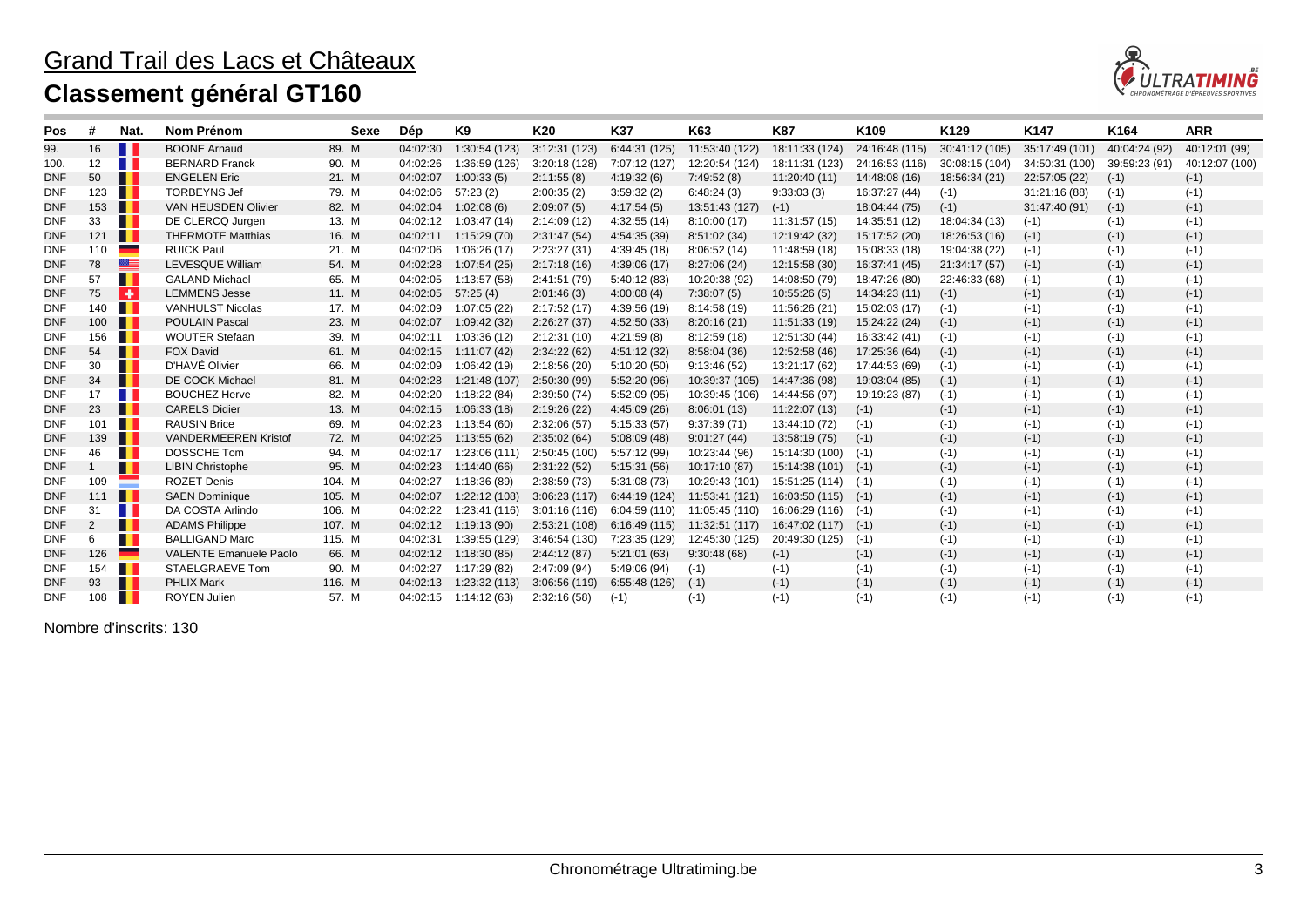# Grand Trail des Lacs et Châteaux

## Classement général GT160

| Pos | # | Nat. | Nom Prénom | | Sexe | Dép | K9 | K20 | K37 | K63 | K87 | K109 | K129 | K147 | K164 | ARR |
|---|---|---|---|---|---|---|---|---|---|---|---|---|---|---|---|---|
| 99. | 16 | | BOONE Arnaud | 89. | M | 04:02:30 | 1:30:54 (123) | 3:12:31 (123) | 6:44:31 (125) | 11:53:40 (122) | 18:11:33 (124) | 24:16:48 (115) | 30:41:12 (105) | 35:17:49 (101) | 40:04:24 (92) | 40:12:01 (99) |
| 100. | 12 | | BERNARD Franck | 90. | M | 04:02:26 | 1:36:59 (126) | 3:20:18 (128) | 7:07:12 (127) | 12:20:54 (124) | 18:11:31 (123) | 24:16:53 (116) | 30:08:15 (104) | 34:50:31 (100) | 39:59:23 (91) | 40:12:07 (100) |
| DNF | 50 | | ENGELEN Eric | 21. | M | 04:02:07 | 1:00:33 (5) | 2:11:55 (8) | 4:19:32 (6) | 7:49:52 (8) | 11:20:40 (11) | 14:48:08 (16) | 18:56:34 (21) | 22:57:05 (22) | (-1) | (-1) |
| DNF | 123 | | TORBEYNS Jef | 79. | M | 04:02:06 | 57:23 (2) | 2:00:35 (2) | 3:59:32 (2) | 6:48:24 (3) | 9:33:03 (3) | 16:37:27 (44) | (-1) | 31:21:16 (88) | (-1) | (-1) |
| DNF | 153 | | VAN HEUSDEN Olivier | 82. | M | 04:02:04 | 1:02:08 (6) | 2:09:07 (5) | 4:17:54 (5) | 13:51:43 (127) | (-1) | 18:04:44 (75) | (-1) | 31:47:40 (91) | (-1) | (-1) |
| DNF | 33 | | DE CLERCQ Jurgen | 13. | M | 04:02:12 | 1:03:47 (14) | 2:14:09 (12) | 4:32:55 (14) | 8:10:00 (17) | 11:31:57 (15) | 14:35:51 (12) | 18:04:34 (13) | (-1) | (-1) | (-1) |
| DNF | 121 | | THERMOTE Matthias | 16. | M | 04:02:11 | 1:15:29 (70) | 2:31:47 (54) | 4:54:35 (39) | 8:51:02 (34) | 12:19:42 (32) | 15:17:52 (20) | 18:26:53 (16) | (-1) | (-1) | (-1) |
| DNF | 110 | | RUICK Paul | 21. | M | 04:02:06 | 1:06:26 (17) | 2:23:27 (31) | 4:39:45 (18) | 8:06:52 (14) | 11:48:59 (18) | 15:08:33 (18) | 19:04:38 (22) | (-1) | (-1) | (-1) |
| DNF | 78 | | LEVESQUE William | 54. | M | 04:02:28 | 1:07:54 (25) | 2:17:18 (16) | 4:39:06 (17) | 8:27:06 (24) | 12:15:58 (30) | 16:37:41 (45) | 21:34:17 (57) | (-1) | (-1) | (-1) |
| DNF | 57 | | GALAND Michael | 65. | M | 04:02:05 | 1:13:57 (58) | 2:41:51 (79) | 5:40:12 (83) | 10:20:38 (92) | 14:08:50 (79) | 18:47:26 (80) | 22:46:33 (68) | (-1) | (-1) | (-1) |
| DNF | 75 | | LEMMENS Jesse | 11. | M | 04:02:05 | 57:25 (4) | 2:01:46 (3) | 4:00:08 (4) | 7:38:07 (5) | 10:55:26 (5) | 14:34:23 (11) | (-1) | (-1) | (-1) | (-1) |
| DNF | 140 | | VANHULST Nicolas | 17. | M | 04:02:09 | 1:07:05 (22) | 2:17:52 (17) | 4:39:56 (19) | 8:14:58 (19) | 11:56:26 (21) | 15:02:03 (17) | (-1) | (-1) | (-1) | (-1) |
| DNF | 100 | | POULAIN Pascal | 23. | M | 04:02:07 | 1:09:42 (32) | 2:26:27 (37) | 4:52:50 (33) | 8:20:16 (21) | 11:51:33 (19) | 15:24:22 (24) | (-1) | (-1) | (-1) | (-1) |
| DNF | 156 | | WOUTER Stefaan | 39. | M | 04:02:11 | 1:03:36 (12) | 2:12:31 (10) | 4:21:59 (8) | 8:12:59 (18) | 12:51:30 (44) | 16:33:42 (41) | (-1) | (-1) | (-1) | (-1) |
| DNF | 54 | | FOX David | 61. | M | 04:02:15 | 1:11:07 (42) | 2:34:22 (62) | 4:51:12 (32) | 8:58:04 (36) | 12:52:58 (46) | 17:25:36 (64) | (-1) | (-1) | (-1) | (-1) |
| DNF | 30 | | D'HAVÉ Olivier | 66. | M | 04:02:09 | 1:06:42 (19) | 2:18:56 (20) | 5:10:20 (50) | 9:13:46 (52) | 13:21:17 (62) | 17:44:53 (69) | (-1) | (-1) | (-1) | (-1) |
| DNF | 34 | | DE COCK Michael | 81. | M | 04:02:28 | 1:21:48 (107) | 2:50:30 (99) | 5:52:20 (96) | 10:39:37 (105) | 14:47:36 (98) | 19:03:04 (85) | (-1) | (-1) | (-1) | (-1) |
| DNF | 17 | | BOUCHEZ Herve | 82. | M | 04:02:20 | 1:18:22 (84) | 2:39:50 (74) | 5:52:09 (95) | 10:39:45 (106) | 14:44:56 (97) | 19:19:23 (87) | (-1) | (-1) | (-1) | (-1) |
| DNF | 23 | | CARELS Didier | 13. | M | 04:02:15 | 1:06:33 (18) | 2:19:26 (22) | 4:45:09 (26) | 8:06:01 (13) | 11:22:07 (13) | (-1) | (-1) | (-1) | (-1) | (-1) |
| DNF | 101 | | RAUSIN Brice | 69. | M | 04:02:23 | 1:13:54 (60) | 2:32:06 (57) | 5:15:33 (57) | 9:37:39 (71) | 13:44:10 (72) | (-1) | (-1) | (-1) | (-1) | (-1) |
| DNF | 139 | | VANDERMEEREN Kristof | 72. | M | 04:02:25 | 1:13:55 (62) | 2:35:02 (64) | 5:08:09 (48) | 9:01:27 (44) | 13:58:19 (75) | (-1) | (-1) | (-1) | (-1) | (-1) |
| DNF | 46 | | DOSSCHE Tom | 94. | M | 04:02:17 | 1:23:06 (111) | 2:50:45 (100) | 5:57:12 (99) | 10:23:44 (96) | 15:14:30 (100) | (-1) | (-1) | (-1) | (-1) | (-1) |
| DNF | 1 | | LIBIN Christophe | 95. | M | 04:02:23 | 1:14:40 (66) | 2:31:22 (52) | 5:15:31 (56) | 10:17:10 (87) | 15:14:38 (101) | (-1) | (-1) | (-1) | (-1) | (-1) |
| DNF | 109 | | ROZET Denis | 104. | M | 04:02:27 | 1:18:36 (89) | 2:38:59 (73) | 5:31:08 (73) | 10:29:43 (101) | 15:51:25 (114) | (-1) | (-1) | (-1) | (-1) | (-1) |
| DNF | 111 | | SAEN Dominique | 105. | M | 04:02:07 | 1:22:12 (108) | 3:06:23 (117) | 6:44:19 (124) | 11:53:41 (121) | 16:03:50 (115) | (-1) | (-1) | (-1) | (-1) | (-1) |
| DNF | 31 | | DA COSTA Arlindo | 106. | M | 04:02:22 | 1:23:41 (116) | 3:01:16 (116) | 6:04:59 (110) | 11:05:45 (110) | 16:06:29 (116) | (-1) | (-1) | (-1) | (-1) | (-1) |
| DNF | 2 | | ADAMS Philippe | 107. | M | 04:02:12 | 1:19:13 (90) | 2:53:21 (108) | 6:16:49 (115) | 11:32:51 (117) | 16:47:02 (117) | (-1) | (-1) | (-1) | (-1) | (-1) |
| DNF | 6 | | BALLIGAND Marc | 115. | M | 04:02:31 | 1:39:55 (129) | 3:46:54 (130) | 7:23:35 (129) | 12:45:30 (125) | 20:49:30 (125) | (-1) | (-1) | (-1) | (-1) | (-1) |
| DNF | 126 | | VALENTE Emanuele Paolo | 66. | M | 04:02:12 | 1:18:30 (85) | 2:44:12 (87) | 5:21:01 (63) | 9:30:48 (68) | (-1) | (-1) | (-1) | (-1) | (-1) | (-1) |
| DNF | 154 | | STAELGRAEVE Tom | 90. | M | 04:02:27 | 1:17:29 (82) | 2:47:09 (94) | 5:49:06 (94) | (-1) | (-1) | (-1) | (-1) | (-1) | (-1) | (-1) |
| DNF | 93 | | PHLIX Mark | 116. | M | 04:02:13 | 1:23:32 (113) | 3:06:56 (119) | 6:55:48 (126) | (-1) | (-1) | (-1) | (-1) | (-1) | (-1) | (-1) |
| DNF | 108 | | ROYEN Julien | 57. | M | 04:02:15 | 1:14:12 (63) | 2:32:16 (58) | (-1) | (-1) | (-1) | (-1) | (-1) | (-1) | (-1) | (-1) |

Nombre d'inscrits: 130

Chronométrage Ultratiming.be